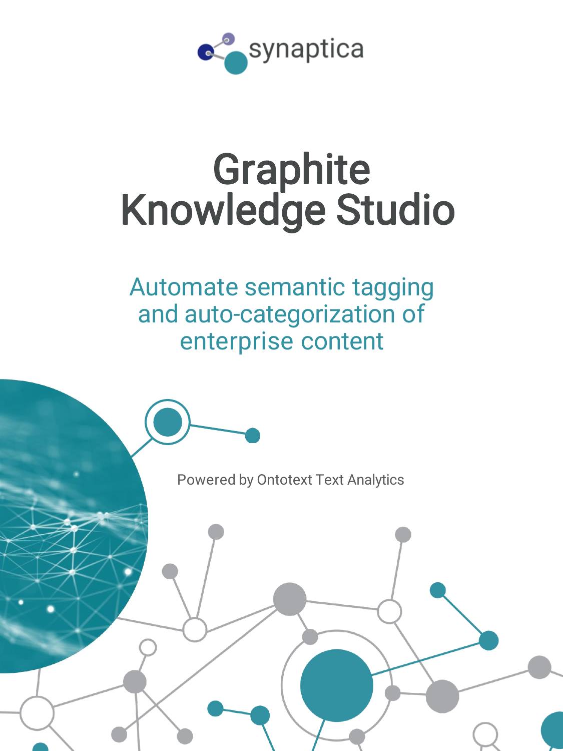synaptica

# Graphite Knowledge Studio

## Automate semantic tagging and auto-categorization of enterprise content

Powered by Ontotext Text Analytics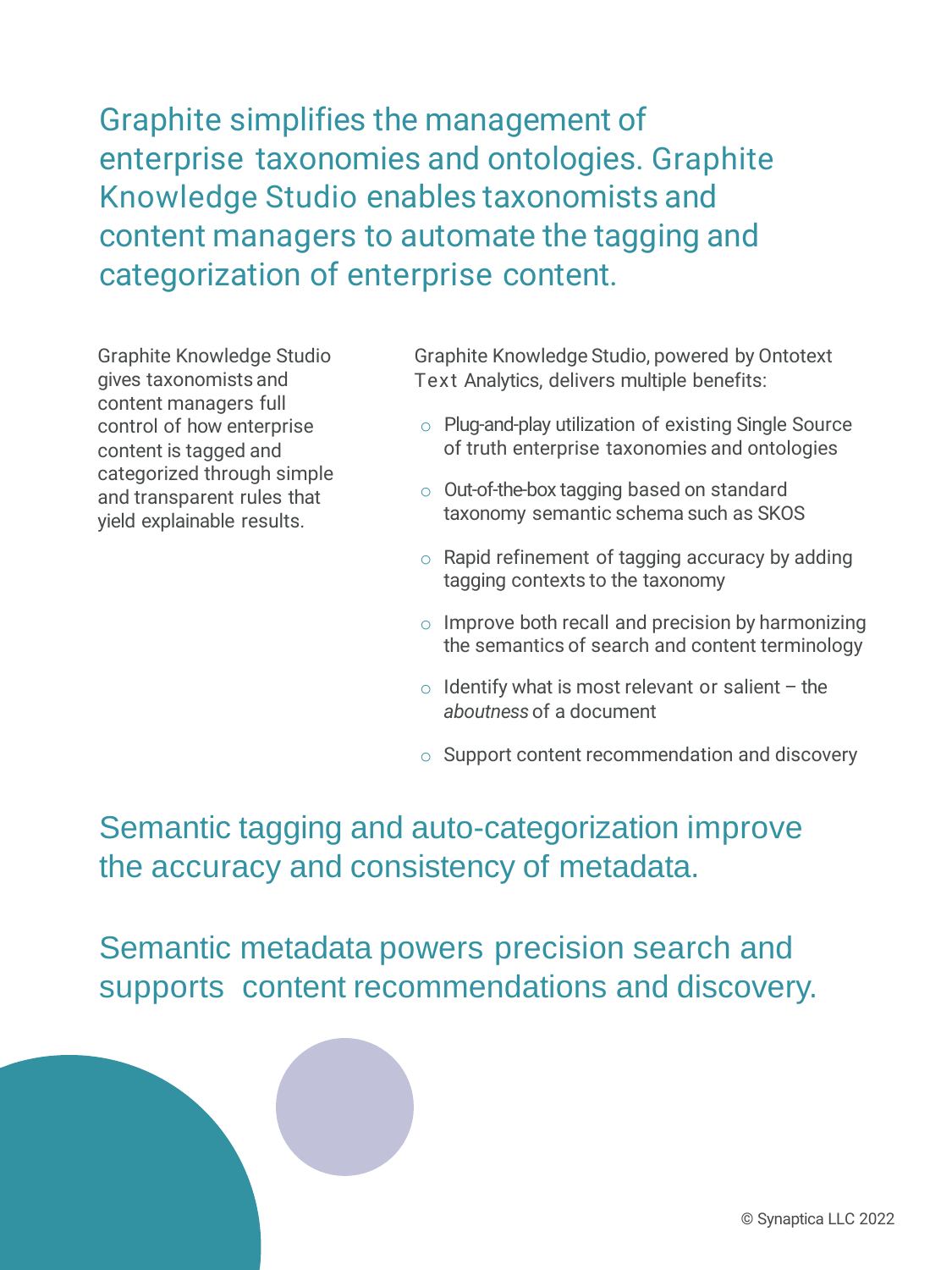## Graphite simplifies the management of enterprise taxonomies and ontologies. Graphite Knowledge Studio enables taxonomists and content managers to automate the tagging and categorization of enterprise content.

Graphite Knowledge Studio gives taxonomists and content managers full control of how enterprise content is tagged and categorized through simple and transparent rules that yield explainable results.

Graphite Knowledge Studio, powered by Ontotext Text Analytics, delivers multiple benefits:

- Plug-and-play utilization of existing Single Source of truth enterprise taxonomies and ontologies
- Out-of-the-box tagging based on standard taxonomy semantic schema such as SKOS
- Rapid refinement of tagging accuracy by adding tagging contexts to the taxonomy
- Improve both recall and precision by harmonizing the semantics of search and content terminology
- Identify what is most relevant or salient – the *aboutness* of a document
- Support content recommendation and discovery

## Semantic tagging and auto-categorization improve the accuracy and consistency of metadata.

## Semantic metadata powers precision search and supports content recommendations and discovery.

© Synaptica LLC 2022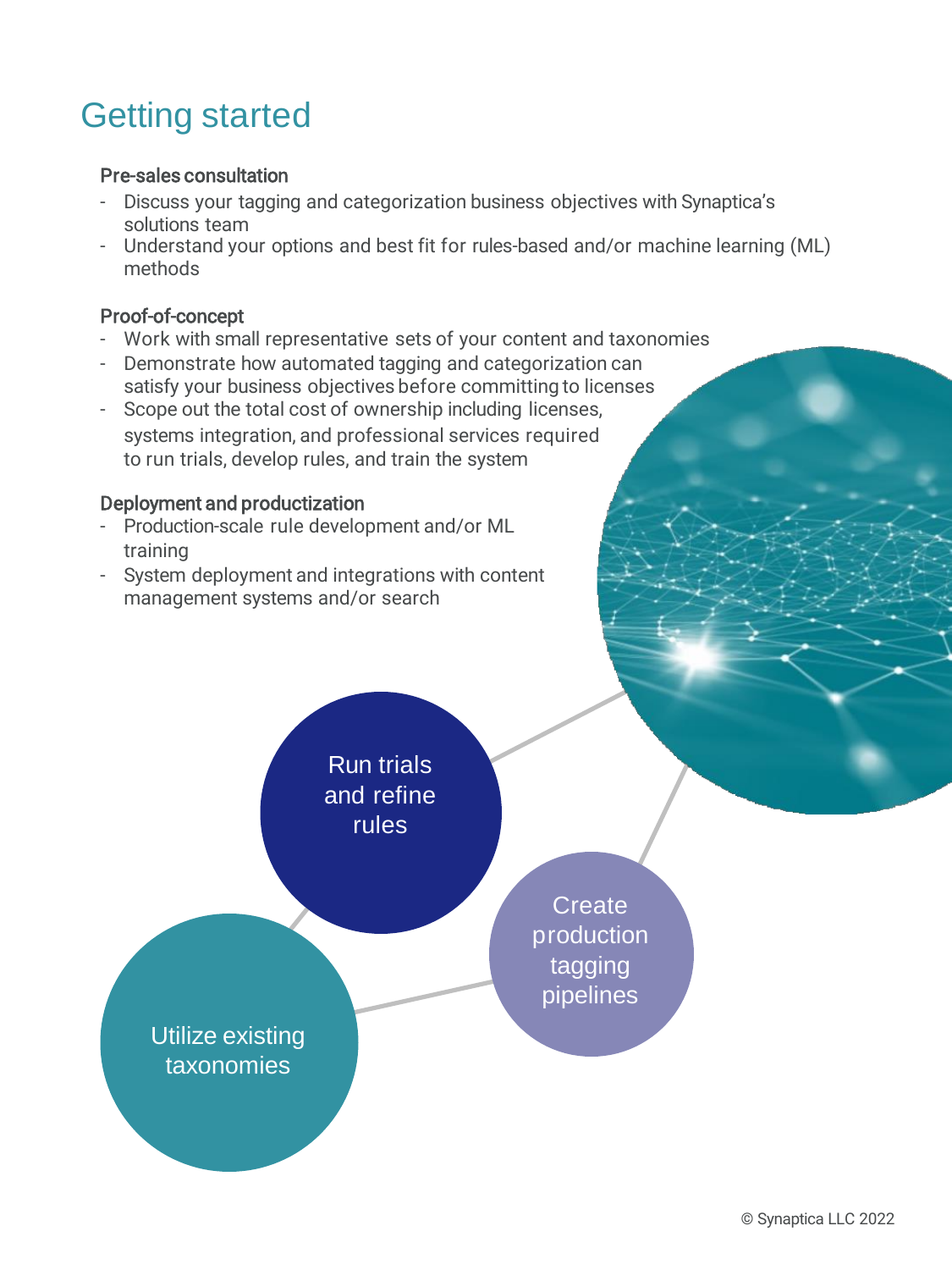# Getting started

**Pre-sales consultation**

- Discuss your tagging and categorization business objectives with Synaptica's solutions team
- Understand your options and best fit for rules-based and/or machine learning (ML) methods

**Proof-of-concept**

- Work with small representative sets of your content and taxonomies
- Demonstrate how automated tagging and categorization can satisfy your business objectives before committing to licenses
- Scope out the total cost of ownership including licenses, systems integration, and professional services required to run trials, develop rules, and train the system

**Deployment and productization**

- Production-scale rule development and/or ML training
- System deployment and integrations with content management systems and/or search

Run trials and refine rules

Create production tagging pipelines

Utilize existing taxonomies

© Synaptica LLC 2022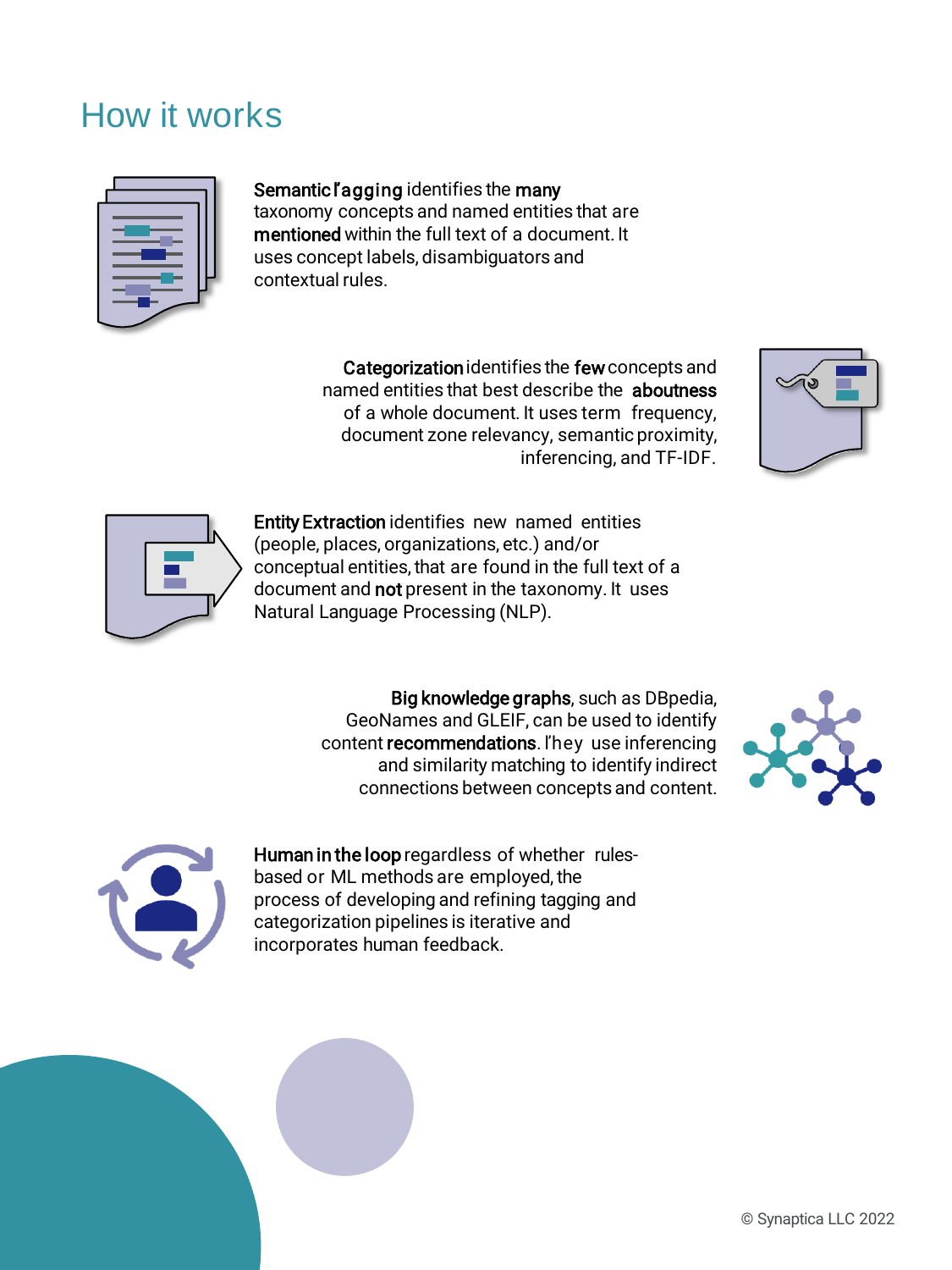# How it works

**Semantic Tagging** identifies the **many** taxonomy concepts and named entities that are **mentioned** within the full text of a document. It uses concept labels, disambiguators and contextual rules.

**Categorization** identifies the **few** concepts and named entities that best describe the **aboutness** of a whole document. It uses term frequency, document zone relevancy, semantic proximity, inferencing, and TF-IDF.

**Entity Extraction** identifies new named entities (people, places, organizations, etc.) and/or conceptual entities, that are found in the full text of a document and **not** present in the taxonomy. It uses Natural Language Processing (NLP).

**Big knowledge graphs**, such as DBpedia, GeoNames and GLEIF, can be used to identify content **recommendations**. They use inferencing and similarity matching to identify indirect connections between concepts and content.

**Human in the loop** regardless of whether rules-based or ML methods are employed, the process of developing and refining tagging and categorization pipelines is iterative and incorporates human feedback.

© Synaptica LLC 2022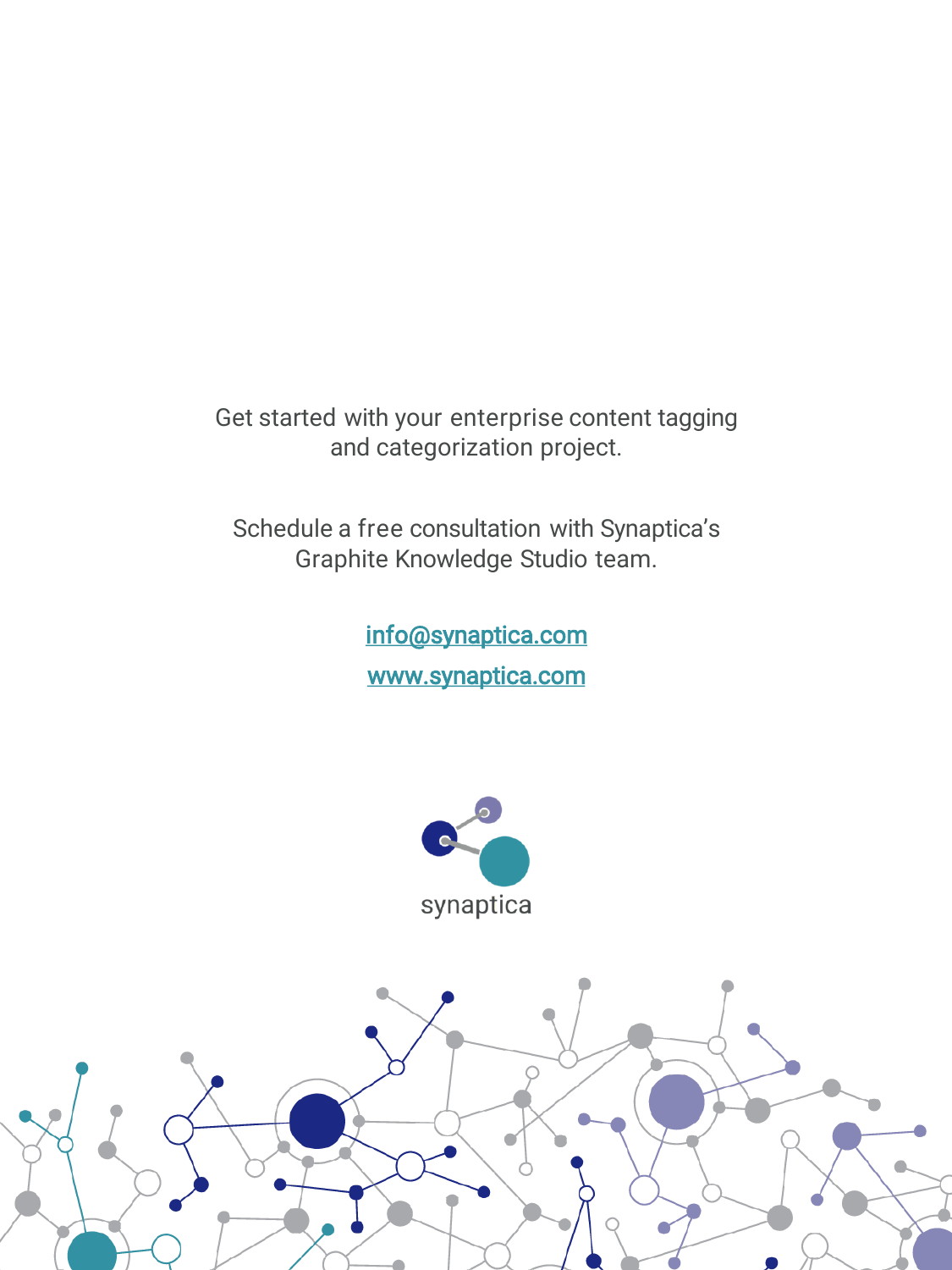Get started with your enterprise content tagging and categorization project.

Schedule a free consultation with Synaptica's Graphite Knowledge Studio team.

[info@synaptica.com](mailto:info@synaptica.com)

[www.synaptica.com](http://www.synaptica.com)

synaptica